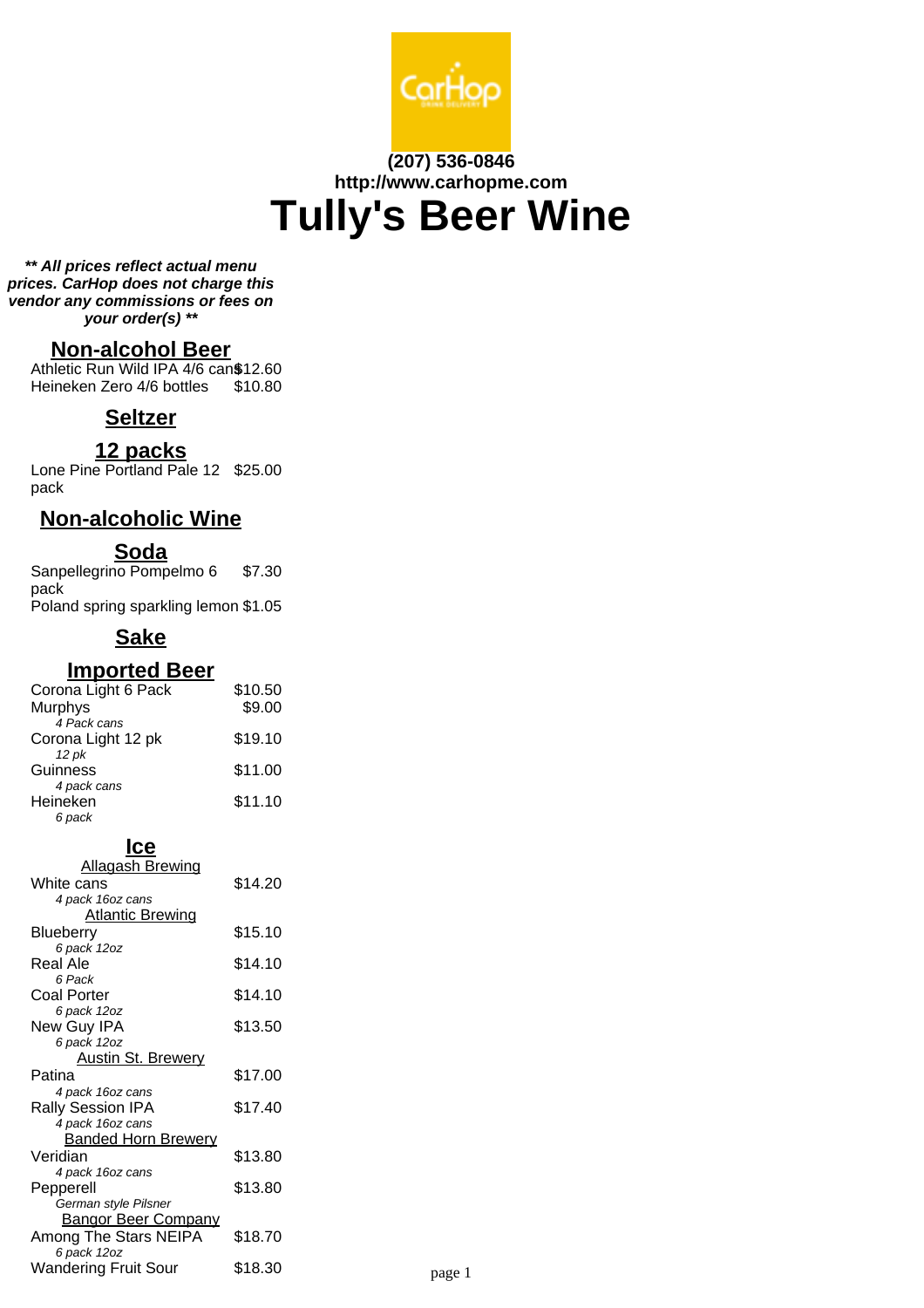(207) 536-0846
http://www.carhopme.com

# Tully's Beer Wine

***\*\* All prices reflect actual menu prices. CarHop does not charge this vendor any commissions or fees on your order(s) \*\****

## Non-alcohol Beer

| | |
|---|---|
| Athletic Run Wild IPA 4/6 cans | $12.60 |
| Heineken Zero 4/6 bottles | $10.80 |

## Seltzer

## 12 packs

| | |
|---|---|
| Lone Pine Portland Pale 12 pack | $25.00 |

## Non-alcoholic Wine

## Soda

| | |
|---|---|
| Sanpellegrino Pompelmo 6 pack | $7.30 |
| Poland spring sparkling lemon | $1.05 |

## Sake

## Imported Beer

| | |
|---|---|
| Corona Light 6 Pack | $10.50 |
| Murphys<br>*4 Pack cans* | $9.00 |
| Corona Light 12 pk<br>*12 pk* | $19.10 |
| Guinness<br>*4 pack cans* | $11.00 |
| Heineken<br>*6 pack* | $11.10 |

## Ice

### Allagash Brewing

| | |
|---|---|
| White cans<br>*4 pack 16oz cans* | $14.20 |

### Atlantic Brewing

| | |
|---|---|
| Blueberry<br>*6 pack 12oz* | $15.10 |
| Real Ale<br>*6 Pack* | $14.10 |
| Coal Porter<br>*6 pack 12oz* | $14.10 |
| New Guy IPA<br>*6 pack 12oz* | $13.50 |

### Austin St. Brewery

| | |
|---|---|
| Patina<br>*4 pack 16oz cans* | $17.00 |
| Rally Session IPA<br>*4 pack 16oz cans* | $17.40 |

### Banded Horn Brewery

| | |
|---|---|
| Veridian<br>*4 pack 16oz cans* | $13.80 |
| Pepperell<br>*German style Pilsner* | $13.80 |

### Bangor Beer Company

| | |
|---|---|
| Among The Stars NEIPA<br>*6 pack 12oz* | $18.70 |
| Wandering Fruit Sour | $18.30 |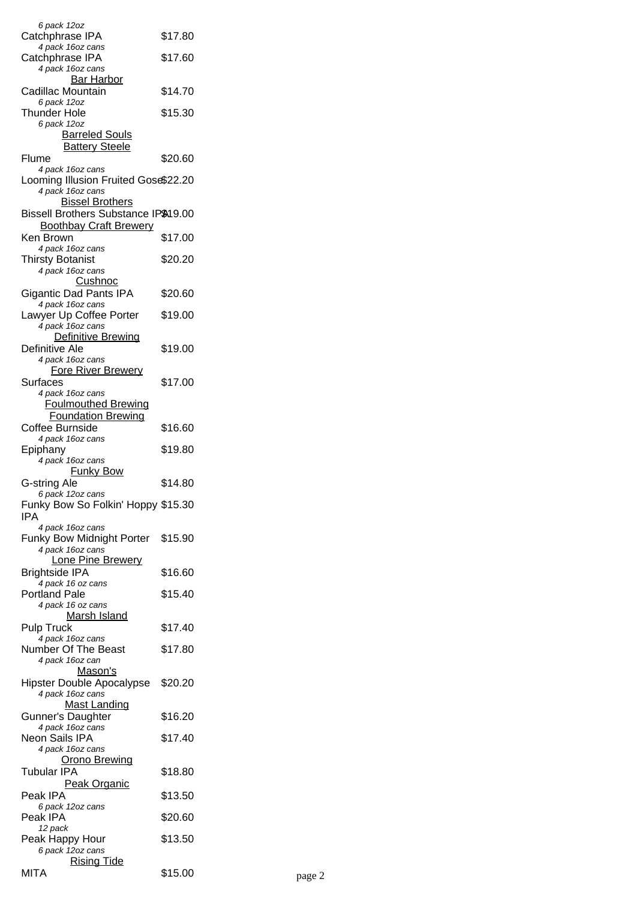*6 pack 12oz*

| | |
|---|---|
| Catchphrase IPA | $17.80 |
| *4 pack 16oz cans* | |
| Catchphrase IPA | $17.60 |
| *4 pack 16oz cans* | |
| **Bar Harbor** | |
| Cadillac Mountain | $14.70 |
| *6 pack 12oz* | |
| Thunder Hole | $15.30 |
| *6 pack 12oz* | |
| **Barreled Souls** | |
| **Battery Steele** | |
| Flume | $20.60 |
| *4 pack 16oz cans* | |
| Looming Illusion Fruited Gose | $22.20 |
| *4 pack 16oz cans* | |
| **Bissel Brothers** | |
| Bissell Brothers Substance IPA | $19.00 |
| **Boothbay Craft Brewery** | |
| Ken Brown | $17.00 |
| *4 pack 16oz cans* | |
| Thirsty Botanist | $20.20 |
| *4 pack 16oz cans* | |
| **Cushnoc** | |
| Gigantic Dad Pants IPA | $20.60 |
| *4 pack 16oz cans* | |
| Lawyer Up Coffee Porter | $19.00 |
| *4 pack 16oz cans* | |
| **Definitive Brewing** | |
| Definitive Ale | $19.00 |
| *4 pack 16oz cans* | |
| **Fore River Brewery** | |
| Surfaces | $17.00 |
| *4 pack 16oz cans* | |
| **Foulmouthed Brewing** | |
| **Foundation Brewing** | |
| Coffee Burnside | $16.60 |
| *4 pack 16oz cans* | |
| Epiphany | $19.80 |
| *4 pack 16oz cans* | |
| **Funky Bow** | |
| G-string Ale | $14.80 |
| *6 pack 12oz cans* | |
| Funky Bow So Folkin' Hoppy IPA | $15.30 |
| *4 pack 16oz cans* | |
| Funky Bow Midnight Porter | $15.90 |
| *4 pack 16oz cans* | |
| **Lone Pine Brewery** | |
| Brightside IPA | $16.60 |
| *4 pack 16 oz cans* | |
| Portland Pale | $15.40 |
| *4 pack 16 oz cans* | |
| **Marsh Island** | |
| Pulp Truck | $17.40 |
| *4 pack 16oz cans* | |
| Number Of The Beast | $17.80 |
| *4 pack 16oz can* | |
| **Mason's** | |
| Hipster Double Apocalypse | $20.20 |
| *4 pack 16oz cans* | |
| **Mast Landing** | |
| Gunner's Daughter | $16.20 |
| *4 pack 16oz cans* | |
| Neon Sails IPA | $17.40 |
| *4 pack 16oz cans* | |
| **Orono Brewing** | |
| Tubular IPA | $18.80 |
| **Peak Organic** | |
| Peak IPA | $13.50 |
| *6 pack 12oz cans* | |
| Peak IPA | $20.60 |
| *12 pack* | |
| Peak Happy Hour | $13.50 |
| *6 pack 12oz cans* | |
| **Rising Tide** | |
| MITA | $15.00 |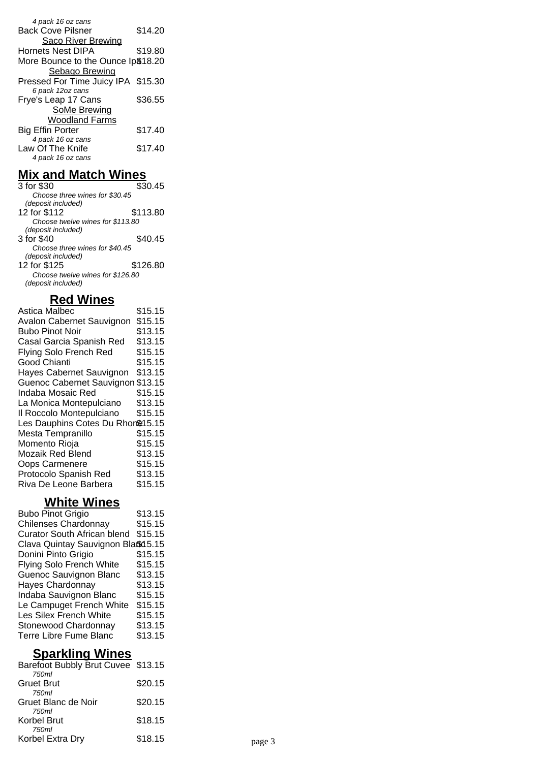*4 pack 16 oz cans*

| | |
|---|---|
| Back Cove Pilsner | $14.20 |

Saco River Brewing

| | |
|---|---|
| Hornets Nest DIPA | $19.80 |
| More Bounce to the Ounce Ipa | $18.20 |

Sebago Brewing

| | |
|---|---|
| Pressed For Time Juicy IPA | $15.30 |

*6 pack 12oz cans*

| | |
|---|---|
| Frye's Leap 17 Cans | $36.55 |

SoMe Brewing

Woodland Farms

| | |
|---|---|
| Big Effin Porter | $17.40 |

*4 pack 16 oz cans*

| | |
|---|---|
| Law Of The Knife | $17.40 |

*4 pack 16 oz cans*

## Mix and Match Wines

| | |
|---|---|
| 3 for $30 | $30.45 |

*Choose three wines for $30.45 (deposit included)*

| | |
|---|---|
| 12 for $112 | $113.80 |

*Choose twelve wines for $113.80 (deposit included)*

| | |
|---|---|
| 3 for $40 | $40.45 |

*Choose three wines for $40.45 (deposit included)*

| | |
|---|---|
| 12 for $125 | $126.80 |

*Choose twelve wines for $126.80 (deposit included)*

## Red Wines

| | |
|---|---|
| Astica Malbec | $15.15 |
| Avalon Cabernet Sauvignon | $15.15 |
| Bubo Pinot Noir | $13.15 |
| Casal Garcia Spanish Red | $13.15 |
| Flying Solo French Red | $15.15 |
| Good Chianti | $15.15 |
| Hayes Cabernet Sauvignon | $13.15 |
| Guenoc Cabernet Sauvignon | $13.15 |
| Indaba Mosaic Red | $15.15 |
| La Monica Montepulciano | $13.15 |
| Il Roccolo Montepulciano | $15.15 |
| Les Dauphins Cotes Du Rhone | $15.15 |
| Mesta Tempranillo | $15.15 |
| Momento Rioja | $15.15 |
| Mozaik Red Blend | $13.15 |
| Oops Carmenere | $15.15 |
| Protocolo Spanish Red | $13.15 |
| Riva De Leone Barbera | $15.15 |

## White Wines

| | |
|---|---|
| Bubo Pinot Grigio | $13.15 |
| Chilenses Chardonnay | $15.15 |
| Curator South African blend | $15.15 |
| Clava Quintay Sauvignon Blanc | $15.15 |
| Donini Pinto Grigio | $15.15 |
| Flying Solo French White | $15.15 |
| Guenoc Sauvignon Blanc | $13.15 |
| Hayes Chardonnay | $13.15 |
| Indaba Sauvignon Blanc | $15.15 |
| Le Campuget French White | $15.15 |
| Les Silex French White | $15.15 |
| Stonewood Chardonnay | $13.15 |
| Terre Libre Fume Blanc | $13.15 |

## Sparkling Wines

| | |
|---|---|
| Barefoot Bubbly Brut Cuvee *750ml* | $13.15 |
| Gruet Brut *750ml* | $20.15 |
| Gruet Blanc de Noir *750ml* | $20.15 |
| Korbel Brut *750ml* | $18.15 |
| Korbel Extra Dry | $18.15 |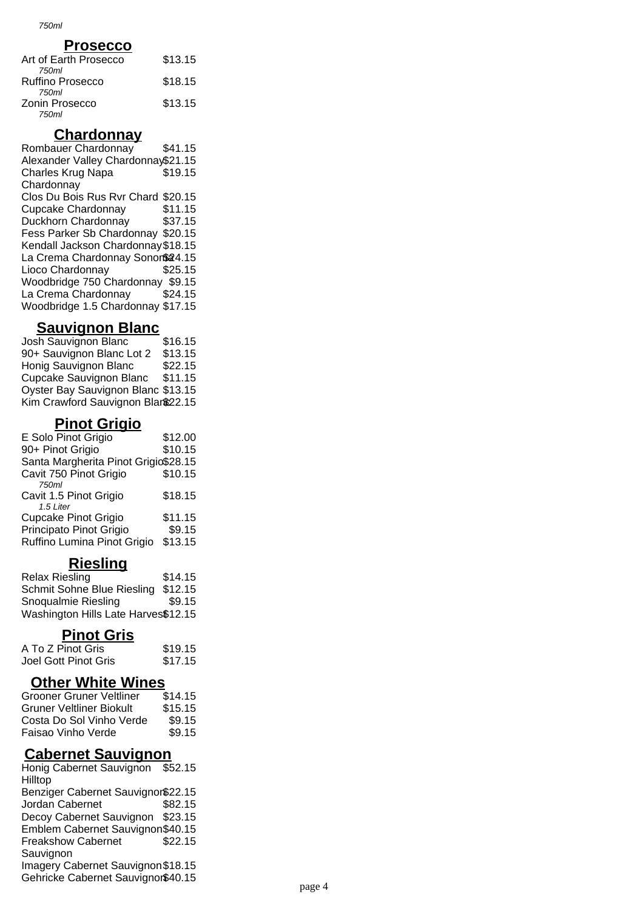*750ml*

## Prosecco

| | |
|---|---|
| Art of Earth Prosecco *750ml* | $13.15 |
| Ruffino Prosecco *750ml* | $18.15 |
| Zonin Prosecco *750ml* | $13.15 |

## Chardonnay

| | |
|---|---|
| Rombauer Chardonnay | $41.15 |
| Alexander Valley Chardonnay | $21.15 |
| Charles Krug Napa Chardonnay | $19.15 |
| Clos Du Bois Rus Rvr Chard | $20.15 |
| Cupcake Chardonnay | $11.15 |
| Duckhorn Chardonnay | $37.15 |
| Fess Parker Sb Chardonnay | $20.15 |
| Kendall Jackson Chardonnay | $18.15 |
| La Crema Chardonnay Sonoma | $24.15 |
| Lioco Chardonnay | $25.15 |
| Woodbridge 750 Chardonnay | $9.15 |
| La Crema Chardonnay | $24.15 |
| Woodbridge 1.5 Chardonnay | $17.15 |

## Sauvignon Blanc

| | |
|---|---|
| Josh Sauvignon Blanc | $16.15 |
| 90+ Sauvignon Blanc Lot 2 | $13.15 |
| Honig Sauvignon Blanc | $22.15 |
| Cupcake Sauvignon Blanc | $11.15 |
| Oyster Bay Sauvignon Blanc | $13.15 |
| Kim Crawford Sauvignon Blanc | $22.15 |

## Pinot Grigio

| | |
|---|---|
| E Solo Pinot Grigio | $12.00 |
| 90+ Pinot Grigio | $10.15 |
| Santa Margherita Pinot Grigio | $28.15 |
| Cavit 750 Pinot Grigio *750ml* | $10.15 |
| Cavit 1.5 Pinot Grigio *1.5 Liter* | $18.15 |
| Cupcake Pinot Grigio | $11.15 |
| Principato Pinot Grigio | $9.15 |
| Ruffino Lumina Pinot Grigio | $13.15 |

## Riesling

| | |
|---|---|
| Relax Riesling | $14.15 |
| Schmit Sohne Blue Riesling | $12.15 |
| Snoqualmie Riesling | $9.15 |
| Washington Hills Late Harvest | $12.15 |

## Pinot Gris

| | |
|---|---|
| A To Z Pinot Gris | $19.15 |
| Joel Gott Pinot Gris | $17.15 |

## Other White Wines

| | |
|---|---|
| Grooner Gruner Veltliner | $14.15 |
| Gruner Veltliner Biokult | $15.15 |
| Costa Do Sol Vinho Verde | $9.15 |
| Faisao Vinho Verde | $9.15 |

## Cabernet Sauvignon

| | |
|---|---|
| Honig Cabernet Sauvignon Hilltop | $52.15 |
| Benziger Cabernet Sauvignon | $22.15 |
| Jordan Cabernet | $82.15 |
| Decoy Cabernet Sauvignon | $23.15 |
| Emblem Cabernet Sauvignon | $40.15 |
| Freakshow Cabernet Sauvignon | $22.15 |
| Imagery Cabernet Sauvignon | $18.15 |
| Gehricke Cabernet Sauvignon | $40.15 |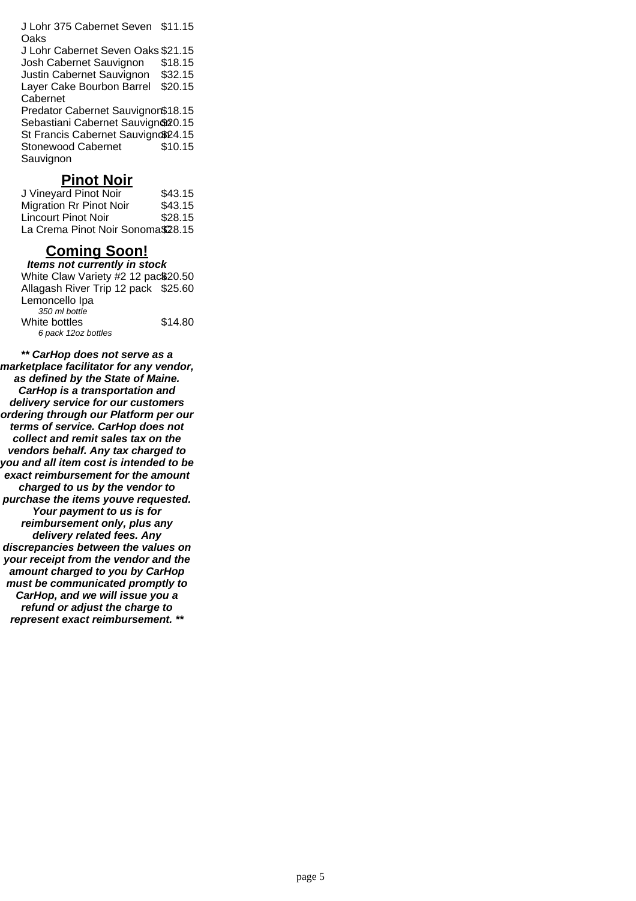| | |
|---|---|
| J Lohr 375 Cabernet Seven Oaks | $11.15 |
| J Lohr Cabernet Seven Oaks | $21.15 |
| Josh Cabernet Sauvignon | $18.15 |
| Justin Cabernet Sauvignon | $32.15 |
| Layer Cake Bourbon Barrel Cabernet | $20.15 |
| Predator Cabernet Sauvignon | $18.15 |
| Sebastiani Cabernet Sauvignon | $20.15 |
| St Francis Cabernet Sauvignon | $24.15 |
| Stonewood Cabernet Sauvignon | $10.15 |

## Pinot Noir

| | |
|---|---|
| J Vineyard Pinot Noir | $43.15 |
| Migration Rr Pinot Noir | $43.15 |
| Lincourt Pinot Noir | $28.15 |
| La Crema Pinot Noir Sonoma | $28.15 |

## Coming Soon!

***Items not currently in stock***

| | |
|---|---|
| White Claw Variety #2 12 pack | $20.50 |
| Allagash River Trip 12 pack | $25.60 |
| Lemoncello Ipa<br>*350 ml bottle* | |
| White bottles<br>*6 pack 12oz bottles* | $14.80 |

***\*\* CarHop does not serve as a marketplace facilitator for any vendor, as defined by the State of Maine. CarHop is a transportation and delivery service for our customers ordering through our Platform per our terms of service. CarHop does not collect and remit sales tax on the vendors behalf. Any tax charged to you and all item cost is intended to be exact reimbursement for the amount charged to us by the vendor to purchase the items youve requested. Your payment to us is for reimbursement only, plus any delivery related fees. Any discrepancies between the values on your receipt from the vendor and the amount charged to you by CarHop must be communicated promptly to CarHop, and we will issue you a refund or adjust the charge to represent exact reimbursement. \*\****